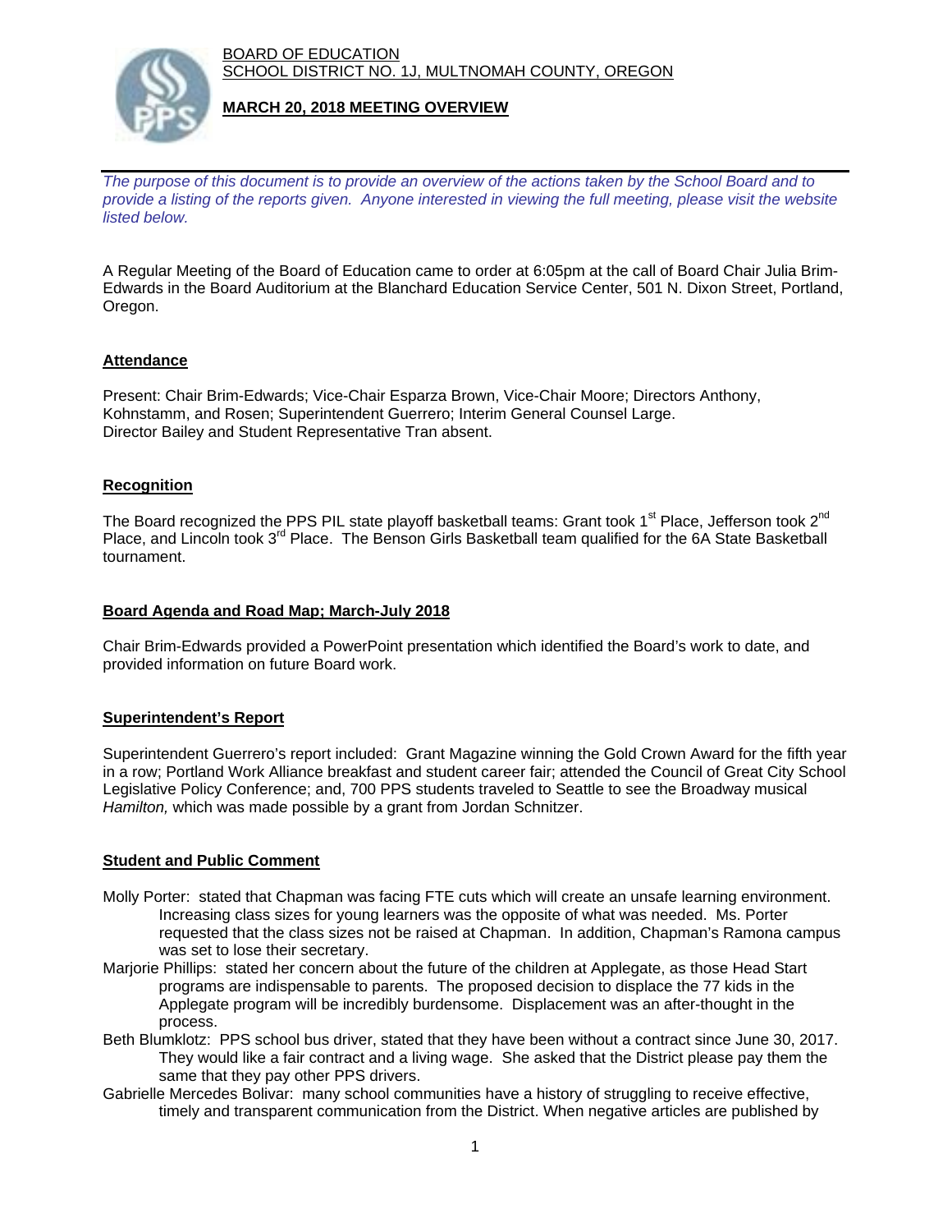BOARD OF EDUCATION
SCHOOL DISTRICT NO. 1J, MULTNOMAH COUNTY, OREGON

# MARCH 20, 2018 MEETING OVERVIEW

*The purpose of this document is to provide an overview of the actions taken by the School Board and to provide a listing of the reports given. Anyone interested in viewing the full meeting, please visit the website listed below.*

A Regular Meeting of the Board of Education came to order at 6:05pm at the call of Board Chair Julia Brim-Edwards in the Board Auditorium at the Blanchard Education Service Center, 501 N. Dixon Street, Portland, Oregon.

## Attendance

Present: Chair Brim-Edwards; Vice-Chair Esparza Brown, Vice-Chair Moore; Directors Anthony, Kohnstamm, and Rosen; Superintendent Guerrero; Interim General Counsel Large.
Director Bailey and Student Representative Tran absent.

## Recognition

The Board recognized the PPS PIL state playoff basketball teams: Grant took 1st Place, Jefferson took 2nd Place, and Lincoln took 3rd Place. The Benson Girls Basketball team qualified for the 6A State Basketball tournament.

## Board Agenda and Road Map; March-July 2018

Chair Brim-Edwards provided a PowerPoint presentation which identified the Board's work to date, and provided information on future Board work.

## Superintendent's Report

Superintendent Guerrero's report included: Grant Magazine winning the Gold Crown Award for the fifth year in a row; Portland Work Alliance breakfast and student career fair; attended the Council of Great City School Legislative Policy Conference; and, 700 PPS students traveled to Seattle to see the Broadway musical *Hamilton,* which was made possible by a grant from Jordan Schnitzer.

## Student and Public Comment

Molly Porter: stated that Chapman was facing FTE cuts which will create an unsafe learning environment. Increasing class sizes for young learners was the opposite of what was needed. Ms. Porter requested that the class sizes not be raised at Chapman. In addition, Chapman's Ramona campus was set to lose their secretary.

Marjorie Phillips: stated her concern about the future of the children at Applegate, as those Head Start programs are indispensable to parents. The proposed decision to displace the 77 kids in the Applegate program will be incredibly burdensome. Displacement was an after-thought in the process.

Beth Blumklotz: PPS school bus driver, stated that they have been without a contract since June 30, 2017. They would like a fair contract and a living wage. She asked that the District please pay them the same that they pay other PPS drivers.

Gabrielle Mercedes Bolivar: many school communities have a history of struggling to receive effective, timely and transparent communication from the District. When negative articles are published by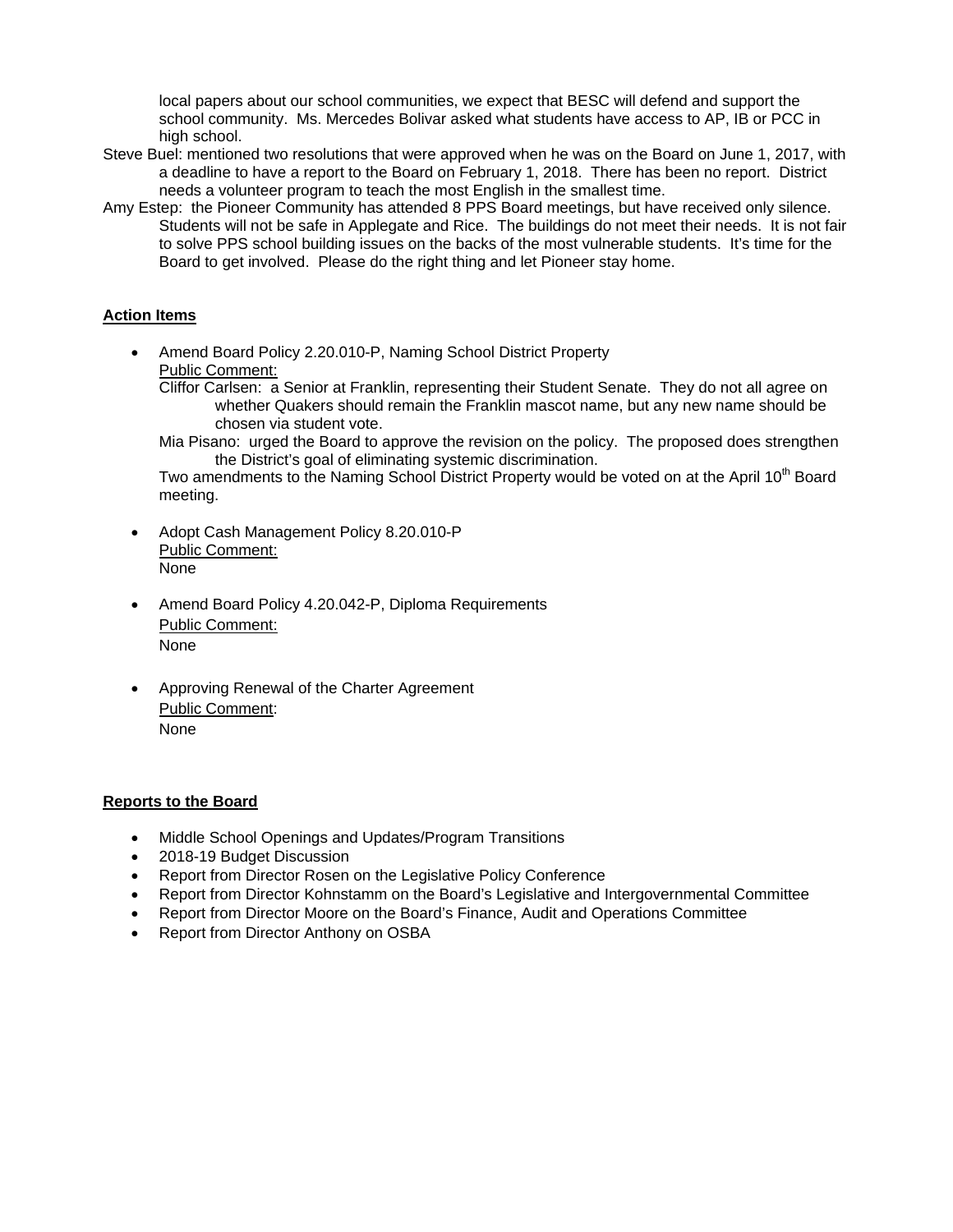local papers about our school communities, we expect that BESC will defend and support the school community. Ms. Mercedes Bolivar asked what students have access to AP, IB or PCC in high school.

Steve Buel: mentioned two resolutions that were approved when he was on the Board on June 1, 2017, with a deadline to have a report to the Board on February 1, 2018. There has been no report. District needs a volunteer program to teach the most English in the smallest time.

Amy Estep: the Pioneer Community has attended 8 PPS Board meetings, but have received only silence. Students will not be safe in Applegate and Rice. The buildings do not meet their needs. It is not fair to solve PPS school building issues on the backs of the most vulnerable students. It's time for the Board to get involved. Please do the right thing and let Pioneer stay home.

**Action Items**

- Amend Board Policy 2.20.010-P, Naming School District Property
  Public Comment:
  Cliffor Carlsen: a Senior at Franklin, representing their Student Senate. They do not all agree on whether Quakers should remain the Franklin mascot name, but any new name should be chosen via student vote.
  Mia Pisano: urged the Board to approve the revision on the policy. The proposed does strengthen the District's goal of eliminating systemic discrimination.
  Two amendments to the Naming School District Property would be voted on at the April 10th Board meeting.

- Adopt Cash Management Policy 8.20.010-P
  Public Comment:
  None

- Amend Board Policy 4.20.042-P, Diploma Requirements
  Public Comment:
  None

- Approving Renewal of the Charter Agreement
  Public Comment:
  None

**Reports to the Board**

- Middle School Openings and Updates/Program Transitions
- 2018-19 Budget Discussion
- Report from Director Rosen on the Legislative Policy Conference
- Report from Director Kohnstamm on the Board's Legislative and Intergovernmental Committee
- Report from Director Moore on the Board's Finance, Audit and Operations Committee
- Report from Director Anthony on OSBA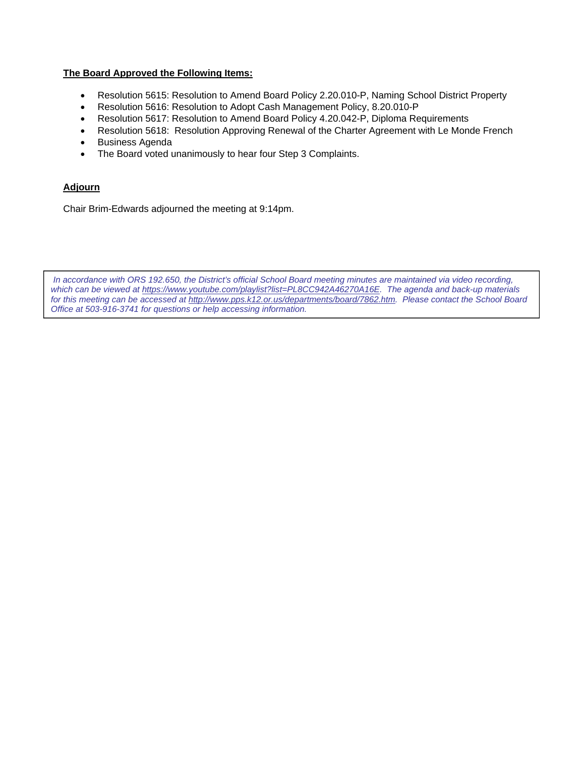**The Board Approved the Following Items:**

- Resolution 5615: Resolution to Amend Board Policy 2.20.010-P, Naming School District Property
- Resolution 5616: Resolution to Adopt Cash Management Policy, 8.20.010-P
- Resolution 5617: Resolution to Amend Board Policy 4.20.042-P, Diploma Requirements
- Resolution 5618: Resolution Approving Renewal of the Charter Agreement with Le Monde French
- Business Agenda
- The Board voted unanimously to hear four Step 3 Complaints.

**Adjourn**

Chair Brim-Edwards adjourned the meeting at 9:14pm.

*In accordance with ORS 192.650, the District's official School Board meeting minutes are maintained via video recording, which can be viewed at https://www.youtube.com/playlist?list=PL8CC942A46270A16E. The agenda and back-up materials for this meeting can be accessed at http://www.pps.k12.or.us/departments/board/7862.htm. Please contact the School Board Office at 503-916-3741 for questions or help accessing information.*